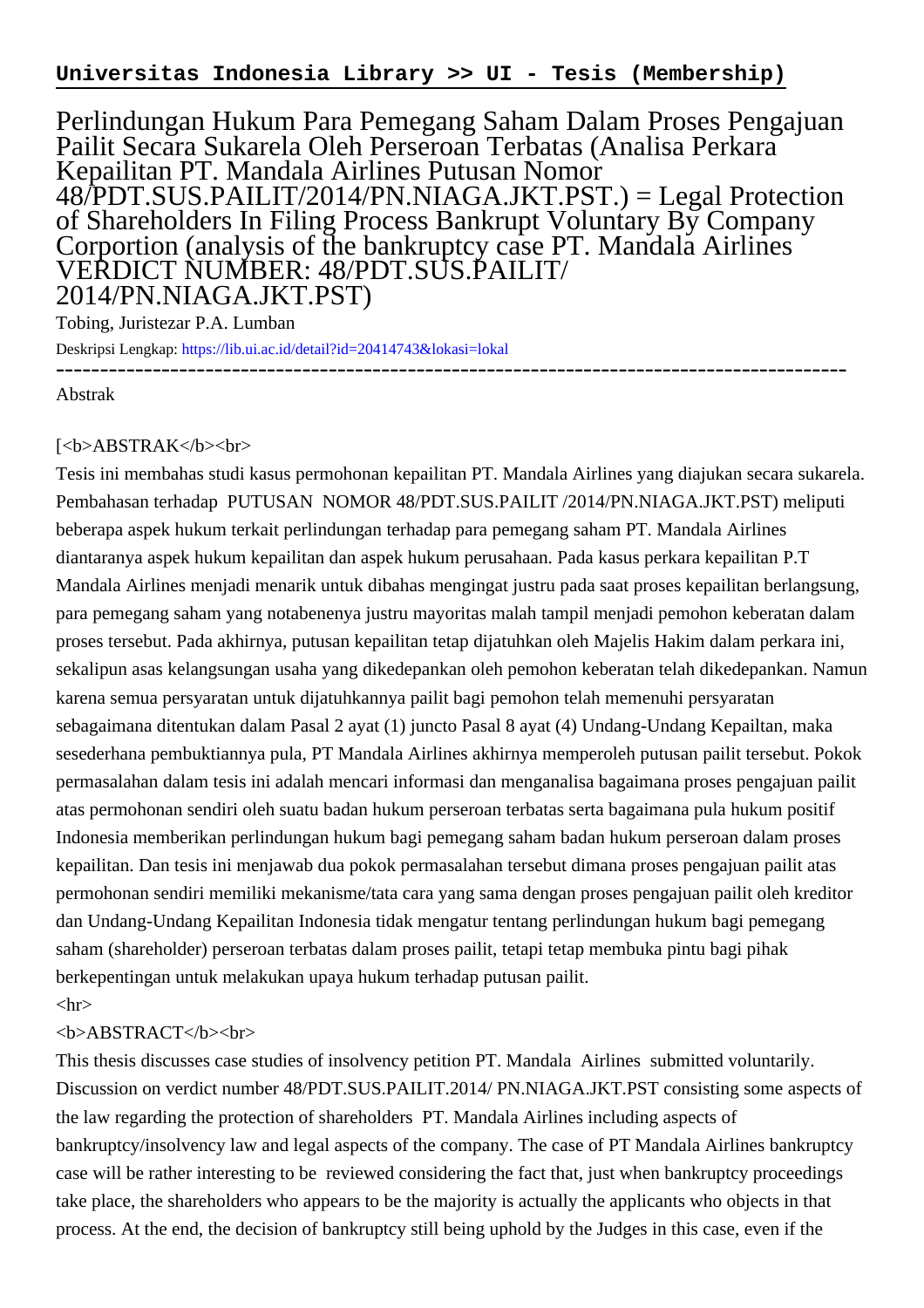**Universitas Indonesia Library >> UI - Tesis (Membership)**

# Perlindungan Hukum Para Pemegang Saham Dalam Proses Pengajuan Pailit Secara Sukarela Oleh Perseroan Terbatas (Analisa Perkara Kepailitan PT. Mandala Airlines Putusan Nomor 48/PDT.SUS.PAILIT/2014/PN.NIAGA.JKT.PST.) = Legal Protection of Shareholders In Filing Process Bankrupt Voluntary By Company Corportion (analysis of the bankruptcy case PT. Mandala Airlines VERDICT NUMBER: 48/PDT.SUS.PAILIT/ 2014/PN.NIAGA.JKT.PST)

Tobing, Juristezar P.A. Lumban

Deskripsi Lengkap: https://lib.ui.ac.id/detail?id=20414743&lokasi=lokal

------------------------------------------------------------------------------------------

Abstrak

[<b>ABSTRAK</b><br>

Tesis ini membahas studi kasus permohonan kepailitan PT. Mandala Airlines yang diajukan secara sukarela. Pembahasan terhadap PUTUSAN NOMOR 48/PDT.SUS.PAILIT /2014/PN.NIAGA.JKT.PST) meliputi beberapa aspek hukum terkait perlindungan terhadap para pemegang saham PT. Mandala Airlines diantaranya aspek hukum kepailitan dan aspek hukum perusahaan. Pada kasus perkara kepailitan P.T Mandala Airlines menjadi menarik untuk dibahas mengingat justru pada saat proses kepailitan berlangsung, para pemegang saham yang notabenenya justru mayoritas malah tampil menjadi pemohon keberatan dalam proses tersebut. Pada akhirnya, putusan kepailitan tetap dijatuhkan oleh Majelis Hakim dalam perkara ini, sekalipun asas kelangsungan usaha yang dikedepankan oleh pemohon keberatan telah dikedepankan. Namun karena semua persyaratan untuk dijatuhkannya pailit bagi pemohon telah memenuhi persyaratan sebagaimana ditentukan dalam Pasal 2 ayat (1) juncto Pasal 8 ayat (4) Undang-Undang Kepailtan, maka sesederhana pembuktiannya pula, PT Mandala Airlines akhirnya memperoleh putusan pailit tersebut. Pokok permasalahan dalam tesis ini adalah mencari informasi dan menganalisa bagaimana proses pengajuan pailit atas permohonan sendiri oleh suatu badan hukum perseroan terbatas serta bagaimana pula hukum positif Indonesia memberikan perlindungan hukum bagi pemegang saham badan hukum perseroan dalam proses kepailitan. Dan tesis ini menjawab dua pokok permasalahan tersebut dimana proses pengajuan pailit atas permohonan sendiri memiliki mekanisme/tata cara yang sama dengan proses pengajuan pailit oleh kreditor dan Undang-Undang Kepailitan Indonesia tidak mengatur tentang perlindungan hukum bagi pemegang saham (shareholder) perseroan terbatas dalam proses pailit, tetapi tetap membuka pintu bagi pihak berkepentingan untuk melakukan upaya hukum terhadap putusan pailit.

<hr>

<b>ABSTRACT</b><br>

This thesis discusses case studies of insolvency petition PT. Mandala Airlines submitted voluntarily. Discussion on verdict number 48/PDT.SUS.PAILIT.2014/ PN.NIAGA.JKT.PST consisting some aspects of the law regarding the protection of shareholders PT. Mandala Airlines including aspects of bankruptcy/insolvency law and legal aspects of the company. The case of PT Mandala Airlines bankruptcy case will be rather interesting to be reviewed considering the fact that, just when bankruptcy proceedings take place, the shareholders who appears to be the majority is actually the applicants who objects in that process. At the end, the decision of bankruptcy still being uphold by the Judges in this case, even if the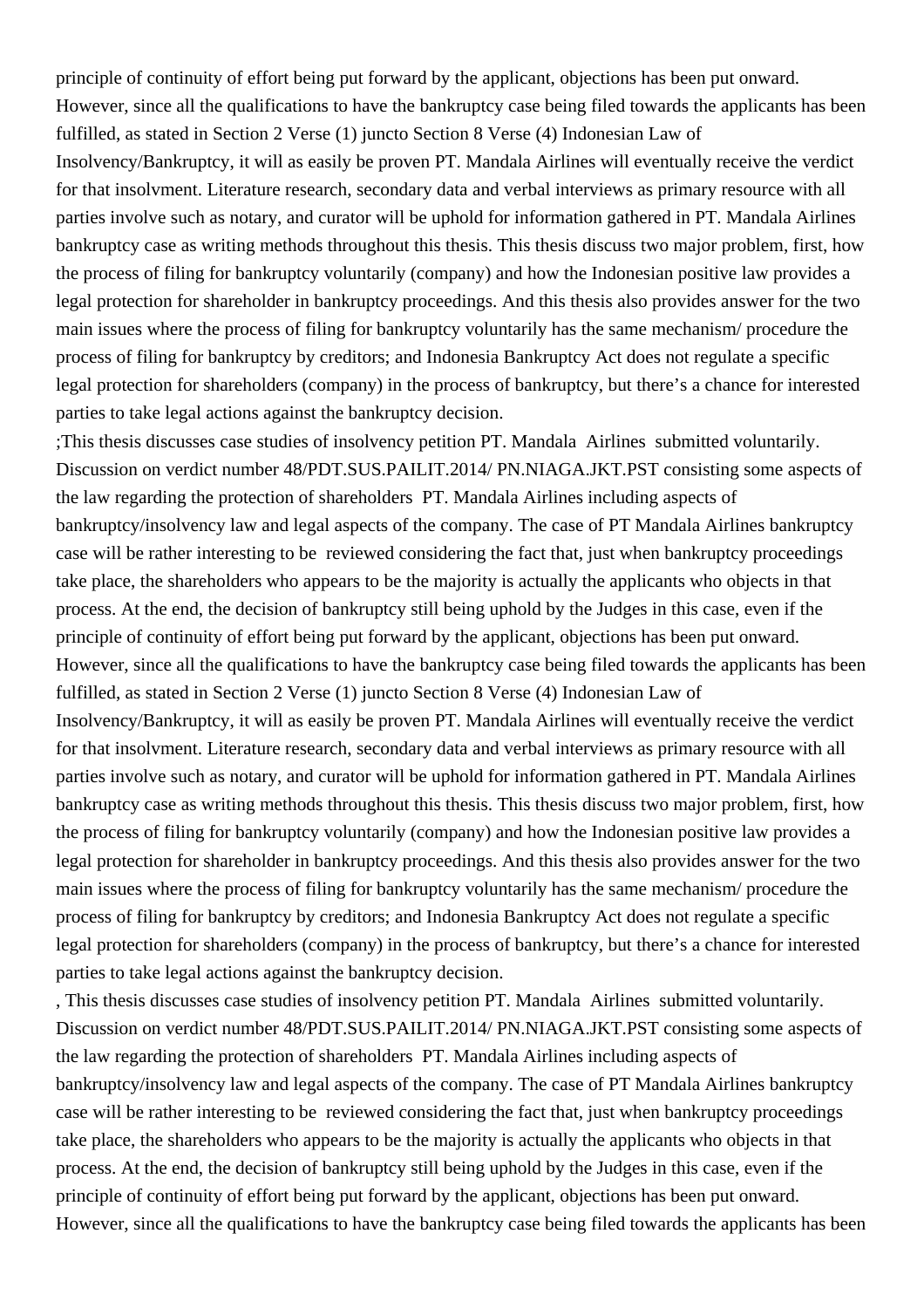principle of continuity of effort being put forward by the applicant, objections has been put onward. However, since all the qualifications to have the bankruptcy case being filed towards the applicants has been fulfilled, as stated in Section 2 Verse (1) juncto Section 8 Verse (4) Indonesian Law of Insolvency/Bankruptcy, it will as easily be proven PT. Mandala Airlines will eventually receive the verdict for that insolvment. Literature research, secondary data and verbal interviews as primary resource with all parties involve such as notary, and curator will be uphold for information gathered in PT. Mandala Airlines bankruptcy case as writing methods throughout this thesis. This thesis discuss two major problem, first, how the process of filing for bankruptcy voluntarily (company) and how the Indonesian positive law provides a legal protection for shareholder in bankruptcy proceedings. And this thesis also provides answer for the two main issues where the process of filing for bankruptcy voluntarily has the same mechanism/ procedure the process of filing for bankruptcy by creditors; and Indonesia Bankruptcy Act does not regulate a specific legal protection for shareholders (company) in the process of bankruptcy, but there's a chance for interested parties to take legal actions against the bankruptcy decision.

;This thesis discusses case studies of insolvency petition PT. Mandala Airlines submitted voluntarily. Discussion on verdict number 48/PDT.SUS.PAILIT.2014/ PN.NIAGA.JKT.PST consisting some aspects of the law regarding the protection of shareholders PT. Mandala Airlines including aspects of bankruptcy/insolvency law and legal aspects of the company. The case of PT Mandala Airlines bankruptcy case will be rather interesting to be reviewed considering the fact that, just when bankruptcy proceedings take place, the shareholders who appears to be the majority is actually the applicants who objects in that process. At the end, the decision of bankruptcy still being uphold by the Judges in this case, even if the principle of continuity of effort being put forward by the applicant, objections has been put onward. However, since all the qualifications to have the bankruptcy case being filed towards the applicants has been fulfilled, as stated in Section 2 Verse (1) juncto Section 8 Verse (4) Indonesian Law of Insolvency/Bankruptcy, it will as easily be proven PT. Mandala Airlines will eventually receive the verdict for that insolvment. Literature research, secondary data and verbal interviews as primary resource with all parties involve such as notary, and curator will be uphold for information gathered in PT. Mandala Airlines bankruptcy case as writing methods throughout this thesis. This thesis discuss two major problem, first, how the process of filing for bankruptcy voluntarily (company) and how the Indonesian positive law provides a legal protection for shareholder in bankruptcy proceedings. And this thesis also provides answer for the two main issues where the process of filing for bankruptcy voluntarily has the same mechanism/ procedure the process of filing for bankruptcy by creditors; and Indonesia Bankruptcy Act does not regulate a specific legal protection for shareholders (company) in the process of bankruptcy, but there's a chance for interested parties to take legal actions against the bankruptcy decision.

, This thesis discusses case studies of insolvency petition PT. Mandala Airlines submitted voluntarily. Discussion on verdict number 48/PDT.SUS.PAILIT.2014/ PN.NIAGA.JKT.PST consisting some aspects of the law regarding the protection of shareholders PT. Mandala Airlines including aspects of bankruptcy/insolvency law and legal aspects of the company. The case of PT Mandala Airlines bankruptcy case will be rather interesting to be reviewed considering the fact that, just when bankruptcy proceedings take place, the shareholders who appears to be the majority is actually the applicants who objects in that process. At the end, the decision of bankruptcy still being uphold by the Judges in this case, even if the principle of continuity of effort being put forward by the applicant, objections has been put onward. However, since all the qualifications to have the bankruptcy case being filed towards the applicants has been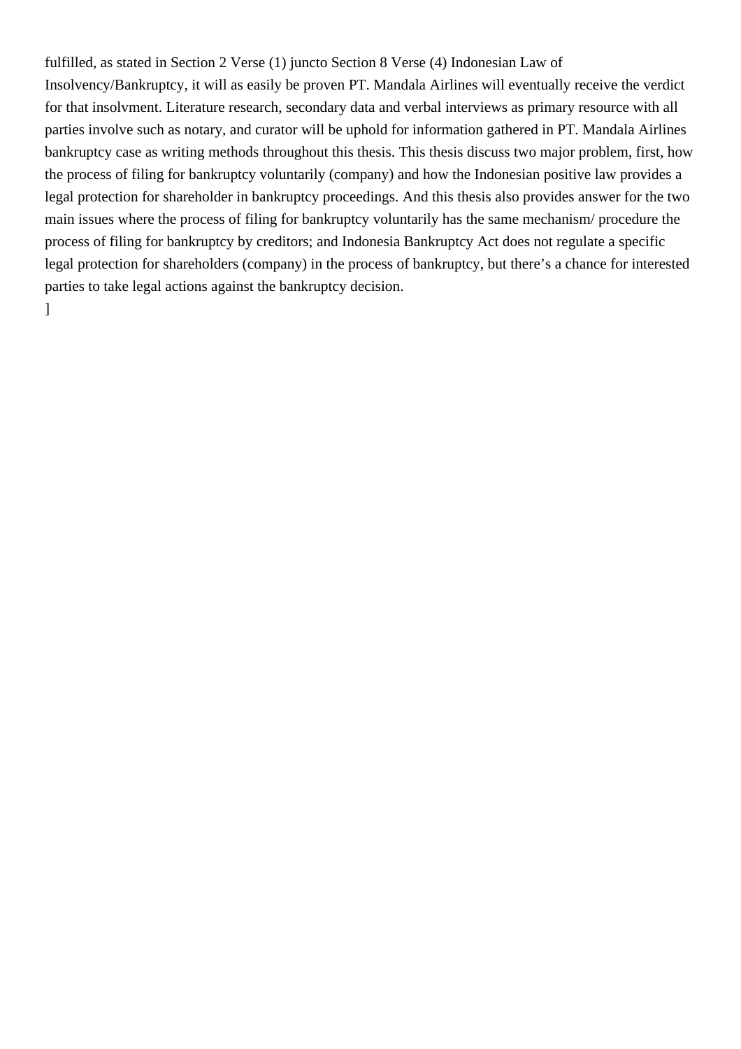fulfilled, as stated in Section 2 Verse (1) juncto Section 8 Verse (4) Indonesian Law of Insolvency/Bankruptcy, it will as easily be proven PT. Mandala Airlines will eventually receive the verdict for that insolvment. Literature research, secondary data and verbal interviews as primary resource with all parties involve such as notary, and curator will be uphold for information gathered in PT. Mandala Airlines bankruptcy case as writing methods throughout this thesis. This thesis discuss two major problem, first, how the process of filing for bankruptcy voluntarily (company) and how the Indonesian positive law provides a legal protection for shareholder in bankruptcy proceedings. And this thesis also provides answer for the two main issues where the process of filing for bankruptcy voluntarily has the same mechanism/ procedure the process of filing for bankruptcy by creditors; and Indonesia Bankruptcy Act does not regulate a specific legal protection for shareholders (company) in the process of bankruptcy, but there's a chance for interested parties to take legal actions against the bankruptcy decision.

]